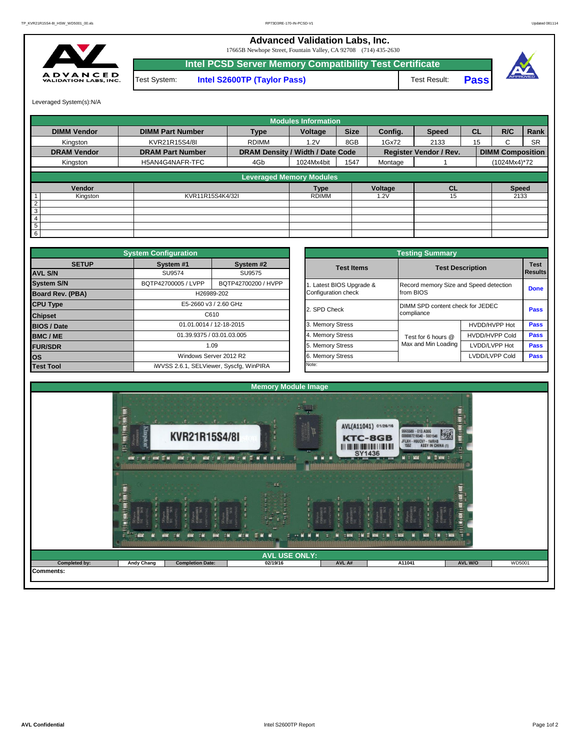# Advanced Validation Labs, Inc.

17665B Newhope Street, Fountain Valley, CA 92708 (714) 435-2630

## Intel PCSD Server Memory Compatibility Test Certificate

Test System: **Intel S2600TP (Taylor Pass)** Test Result: **Pass**

Leveraged System(s):N/A

| Modules Information | | | | | | | | | |
|---|---|---|---|---|---|---|---|---|---|
| **DIMM Vendor** | **DIMM Part Number** | **Type** | **Voltage** | **Size** | **Config.** | **Speed** | **CL** | **R/C** | **Rank** |
| Kingston | KVR21R15S4/8I | RDIMM | 1.2V | 8GB | 1Gx72 | 2133 | 15 | C | SR |
| **DRAM Vendor** | **DRAM Part Number** | **DRAM Density / Width / Date Code** | | | **Register Vendor / Rev.** | | | **DIMM Composition** | |
| Kingston | H5AN4G4NAFR-TFC | 4Gb | 1024Mx4bit | 1547 | Montage | 1 | | (1024Mx4)*72 | |

| Leveraged Memory Modules | | | | | | |
|---|---|---|---|---|---|---|
| | **Vendor** | | **Type** | **Voltage** | **CL** | **Speed** |
| 1 | Kingston | KVR11R15S4K4/32I | RDIMM | 1.2V | 15 | 2133 |
| 2 | | | | | | |
| 3 | | | | | | |
| 4 | | | | | | |
| 5 | | | | | | |
| 6 | | | | | | |

| System Configuration | | |
|---|---|---|
| **SETUP** | **System #1** | **System #2** |
| **AVL S/N** | SU9574 | SU9575 |
| **System S/N** | BQTP42700005 / LVPP | BQTP42700200 / HVPP |
| **Board Rev. (PBA)** | H26989-202 | |
| **CPU Type** | E5-2660 v3 / 2.60 GHz | |
| **Chipset** | C610 | |
| **BIOS / Date** | 01.01.0014 / 12-18-2015 | |
| **BMC / ME** | 01.39.9375 / 03.01.03.005 | |
| **FUR/SDR** | 1.09 | |
| **OS** | Windows Server 2012 R2 | |
| **Test Tool** | iWVSS 2.6.1, SELViewer, Syscfg, WinPIRA | |

| Testing Summary | | | |
|---|---|---|---|
| **Test Items** | **Test Description** | | **Test Results** |
| 1. Latest BIOS Upgrade & Configuration check | Record memory Size and Speed detection from BIOS | | **Done** |
| 2. SPD Check | DIMM SPD content check for JEDEC compliance | | **Pass** |
| 3. Memory Stress | Test for 6 hours @ Max and Min Loading | HVDD/HVPP Hot | **Pass** |
| 4. Memory Stress | | HVDD/HVPP Cold | **Pass** |
| 5. Memory Stress | | LVDD/LVPP Hot | **Pass** |
| 6. Memory Stress | | LVDD/LVPP Cold | **Pass** |
| Note: | | | |

**Memory Module Image**

**AVL USE ONLY:**

| **Completed by:** | **Andy Chang** | **Completion Date:** | **02/19/16** | **AVL A#** | **A11041** | **AVL W/O** | WD5001 |
|---|---|---|---|---|---|---|---|

**Comments:**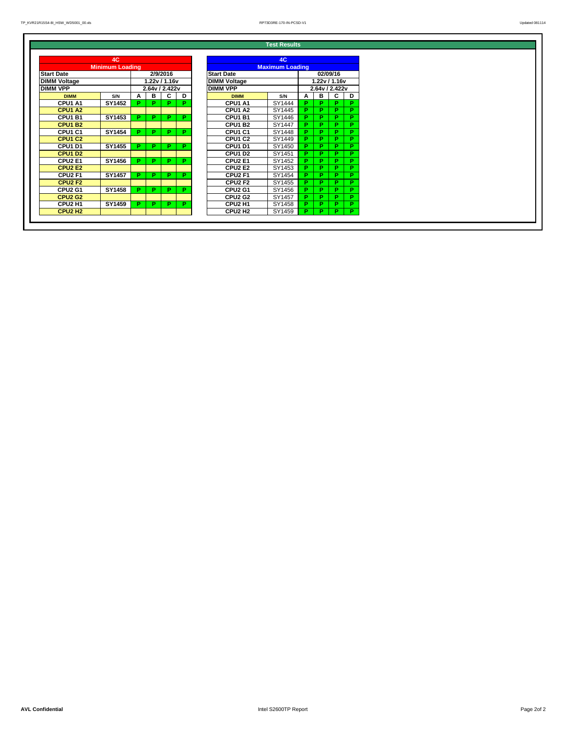## Test Results

| 4C Minimum Loading | | | | | |
|---|---|---|---|---|---|
| Start Date | | 2/9/2016 | | | |
| DIMM Voltage | | 1.22v / 1.16v | | | |
| DIMM VPP | | 2.64v / 2.422v | | | |
| DIMM | S/N | A | B | C | D |
| CPU1 A1 | SY1452 | P | P | P | P |
| CPU1 A2 | | | | | |
| CPU1 B1 | SY1453 | P | P | P | P |
| CPU1 B2 | | | | | |
| CPU1 C1 | SY1454 | P | P | P | P |
| CPU1 C2 | | | | | |
| CPU1 D1 | SY1455 | P | P | P | P |
| CPU1 D2 | | | | | |
| CPU2 E1 | SY1456 | P | P | P | P |
| CPU2 E2 | | | | | |
| CPU2 F1 | SY1457 | P | P | P | P |
| CPU2 F2 | | | | | |
| CPU2 G1 | SY1458 | P | P | P | P |
| CPU2 G2 | | | | | |
| CPU2 H1 | SY1459 | P | P | P | P |
| CPU2 H2 | | | | | |

| 4C Maximum Loading | | | | | |
|---|---|---|---|---|---|
| Start Date | | 02/09/16 | | | |
| DIMM Voltage | | 1.22v / 1.16v | | | |
| DIMM VPP | | 2.64v / 2.422v | | | |
| DIMM | S/N | A | B | C | D |
| CPU1 A1 | SY1444 | P | P | P | P |
| CPU1 A2 | SY1445 | P | P | P | P |
| CPU1 B1 | SY1446 | P | P | P | P |
| CPU1 B2 | SY1447 | P | P | P | P |
| CPU1 C1 | SY1448 | P | P | P | P |
| CPU1 C2 | SY1449 | P | P | P | P |
| CPU1 D1 | SY1450 | P | P | P | P |
| CPU1 D2 | SY1451 | P | P | P | P |
| CPU2 E1 | SY1452 | P | P | P | P |
| CPU2 E2 | SY1453 | P | P | P | P |
| CPU2 F1 | SY1454 | P | P | P | P |
| CPU2 F2 | SY1455 | P | P | P | P |
| CPU2 G1 | SY1456 | P | P | P | P |
| CPU2 G2 | SY1457 | P | P | P | P |
| CPU2 H1 | SY1458 | P | P | P | P |
| CPU2 H2 | SY1459 | P | P | P | P |